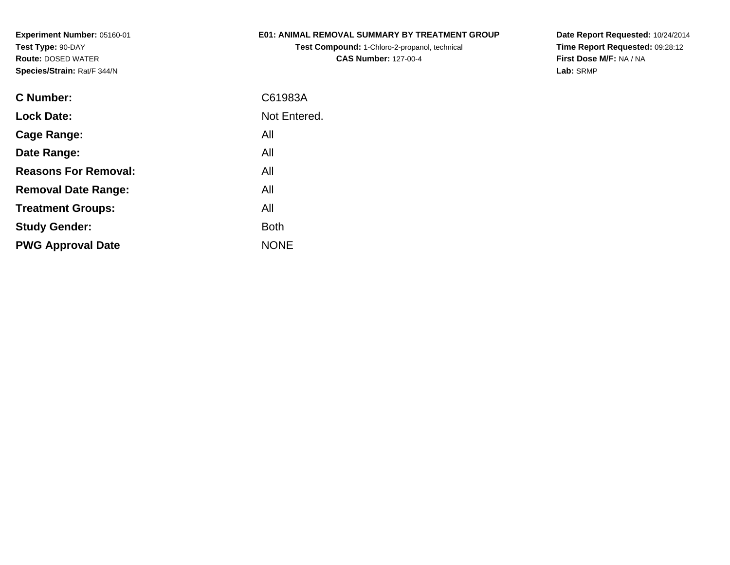**Experiment Number:** 05160-01
**Test Type:** 90-DAY
**Route:** DOSED WATER
**Species/Strain:** Rat/F 344/N

**E01: ANIMAL REMOVAL SUMMARY BY TREATMENT GROUP**
**Test Compound:** 1-Chloro-2-propanol, technical
**CAS Number:** 127-00-4

**Date Report Requested:** 10/24/2014
**Time Report Requested:** 09:28:12
**First Dose M/F:** NA / NA
**Lab:** SRMP

| | |
|---|---|
| **C Number:** | C61983A |
| **Lock Date:** | Not Entered. |
| **Cage Range:** | All |
| **Date Range:** | All |
| **Reasons For Removal:** | All |
| **Removal Date Range:** | All |
| **Treatment Groups:** | All |
| **Study Gender:** | Both |
| **PWG Approval Date** | NONE |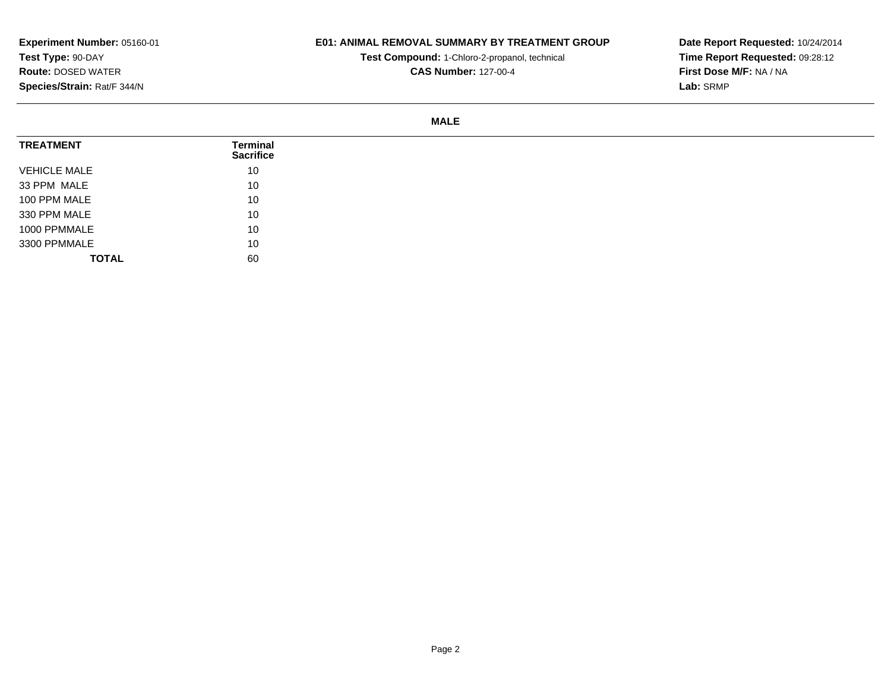**Experiment Number:** 05160-01
**Test Type:** 90-DAY
**Route:** DOSED WATER
**Species/Strain:** Rat/F 344/N

**E01: ANIMAL REMOVAL SUMMARY BY TREATMENT GROUP**
**Test Compound:** 1-Chloro-2-propanol, technical
**CAS Number:** 127-00-4

**Date Report Requested:** 10/24/2014
**Time Report Requested:** 09:28:12
**First Dose M/F:** NA / NA
**Lab:** SRMP

## MALE

| TREATMENT | Terminal Sacrifice |
|---|---|
| VEHICLE MALE | 10 |
| 33 PPM MALE | 10 |
| 100 PPM MALE | 10 |
| 330 PPM MALE | 10 |
| 1000 PPMMALE | 10 |
| 3300 PPMMALE | 10 |
| **TOTAL** | 60 |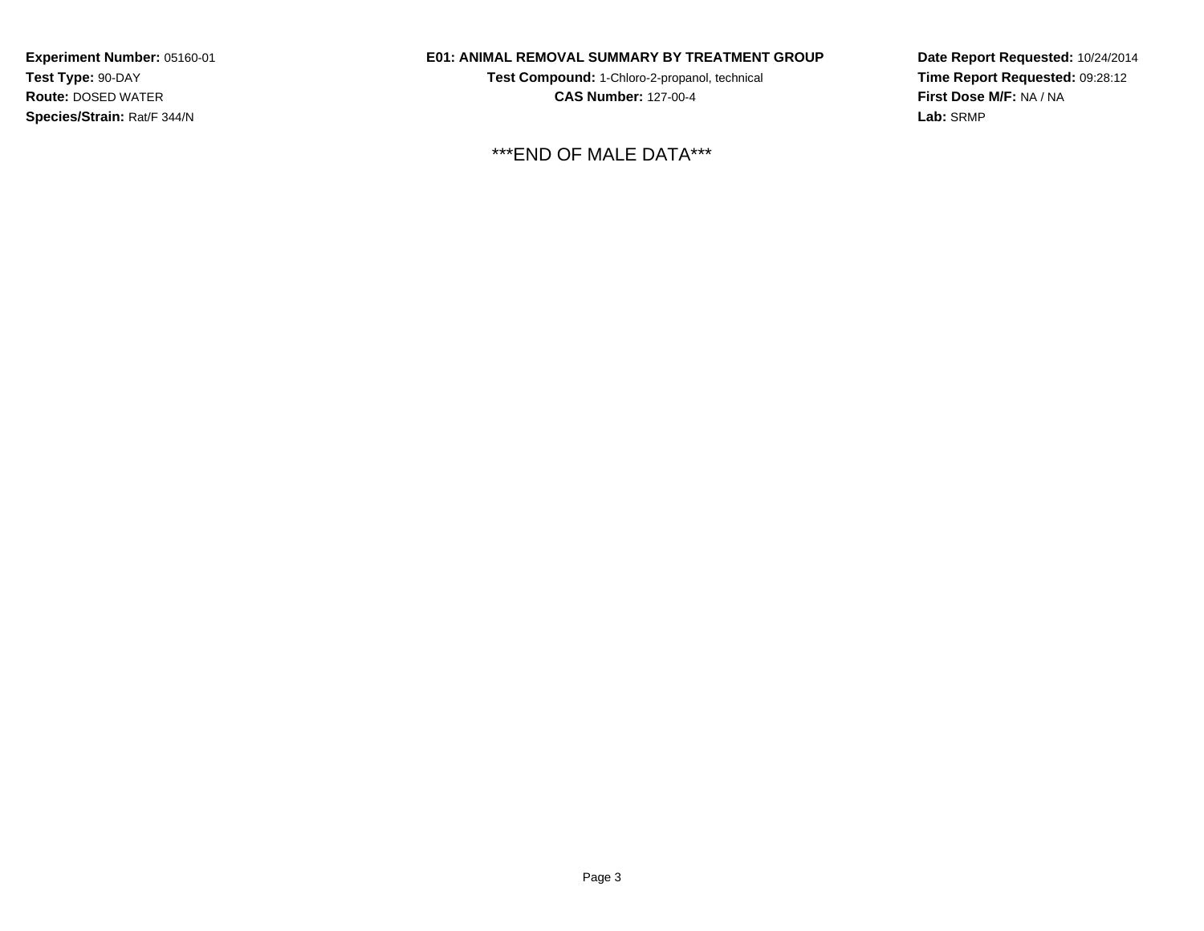**Experiment Number:** 05160-01
**Test Type:** 90-DAY
**Route:** DOSED WATER
**Species/Strain:** Rat/F 344/N

**E01: ANIMAL REMOVAL SUMMARY BY TREATMENT GROUP**
**Test Compound:** 1-Chloro-2-propanol, technical
**CAS Number:** 127-00-4

**Date Report Requested:** 10/24/2014
**Time Report Requested:** 09:28:12
**First Dose M/F:** NA / NA
**Lab:** SRMP

***END OF MALE DATA***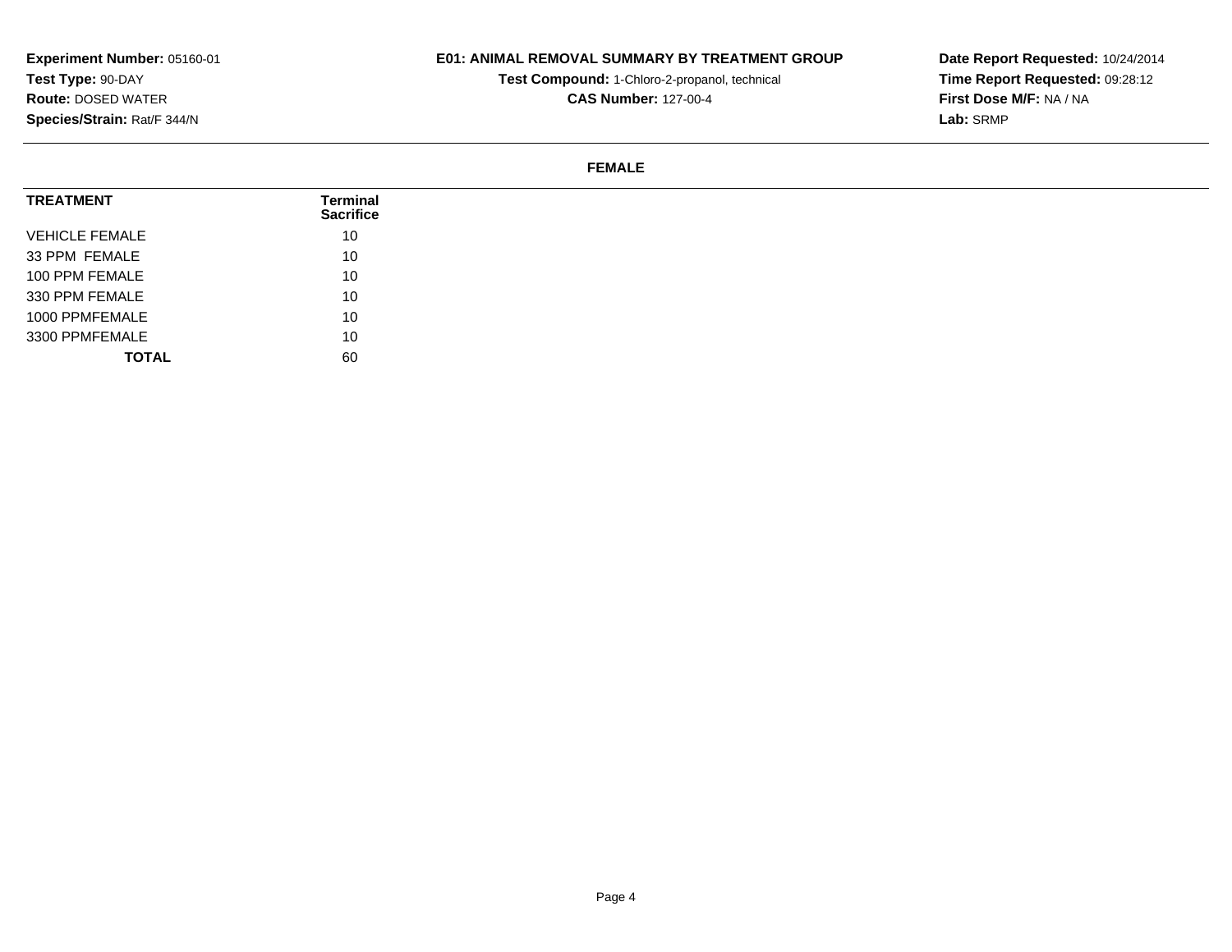**Experiment Number:** 05160-01
**Test Type:** 90-DAY
**Route:** DOSED WATER
**Species/Strain:** Rat/F 344/N

**E01: ANIMAL REMOVAL SUMMARY BY TREATMENT GROUP**
**Test Compound:** 1-Chloro-2-propanol, technical
**CAS Number:** 127-00-4

**Date Report Requested:** 10/24/2014
**Time Report Requested:** 09:28:12
**First Dose M/F:** NA / NA
**Lab:** SRMP

**FEMALE**

| TREATMENT | Terminal Sacrifice |
|---|---|
| VEHICLE FEMALE | 10 |
| 33 PPM FEMALE | 10 |
| 100 PPM FEMALE | 10 |
| 330 PPM FEMALE | 10 |
| 1000 PPMFEMALE | 10 |
| 3300 PPMFEMALE | 10 |
| **TOTAL** | 60 |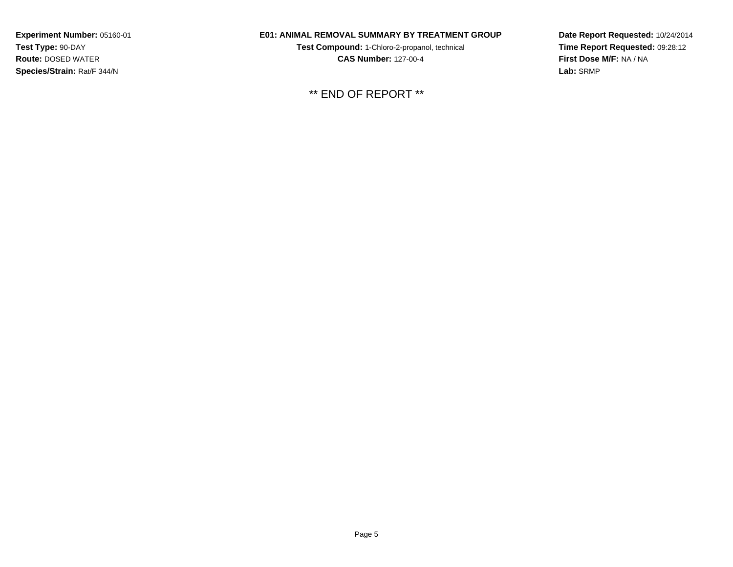**Experiment Number:** 05160-01
**Test Type:** 90-DAY
**Route:** DOSED WATER
**Species/Strain:** Rat/F 344/N

**E01: ANIMAL REMOVAL SUMMARY BY TREATMENT GROUP**
**Test Compound:** 1-Chloro-2-propanol, technical
**CAS Number:** 127-00-4

**Date Report Requested:** 10/24/2014
**Time Report Requested:** 09:28:12
**First Dose M/F:** NA / NA
**Lab:** SRMP

** END OF REPORT **